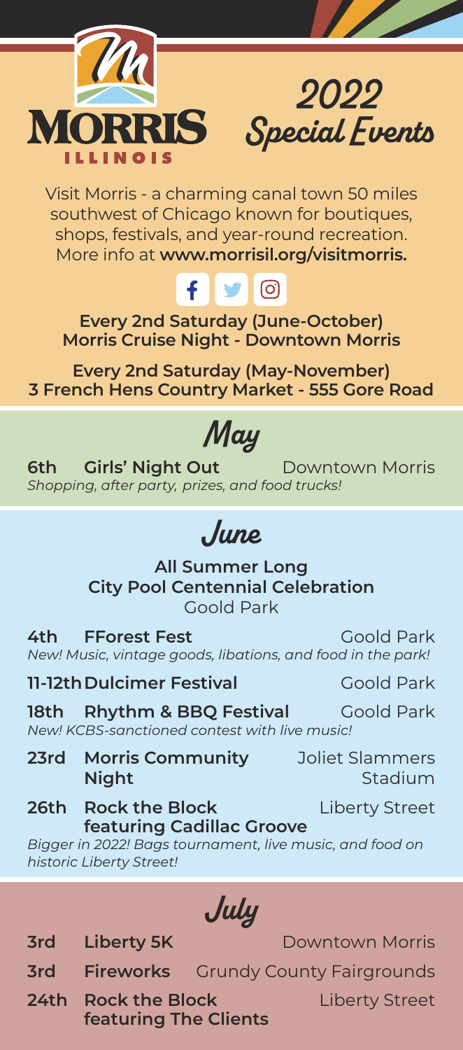# MORRIS ILLINOIS

## 2022 Special Events

Visit Morris - a charming canal town 50 miles southwest of Chicago known for boutiques, shops, festivals, and year-round recreation. More info at **www.morrisil.org/visitmorris.**

**Every 2nd Saturday (June-October)**
**Morris Cruise Night - Downtown Morris**

**Every 2nd Saturday (May-November)**
**3 French Hens Country Market - 555 Gore Road**

## May

**6th Girls' Night Out** — Downtown Morris
*Shopping, after party, prizes, and food trucks!*

## June

**All Summer Long**
**City Pool Centennial Celebration**
Goold Park

**4th FForest Fest** — Goold Park
*New! Music, vintage goods, libations, and food in the park!*

**11-12th Dulcimer Festival** — Goold Park

**18th Rhythm & BBQ Festival** — Goold Park
*New! KCBS-sanctioned contest with live music!*

**23rd Morris Community Night** — Joliet Slammers Stadium

**26th Rock the Block featuring Cadillac Groove** — Liberty Street
*Bigger in 2022! Bags tournament, live music, and food on historic Liberty Street!*

## July

**3rd Liberty 5K** — Downtown Morris

**3rd Fireworks** — Grundy County Fairgrounds

**24th Rock the Block featuring The Clients** — Liberty Street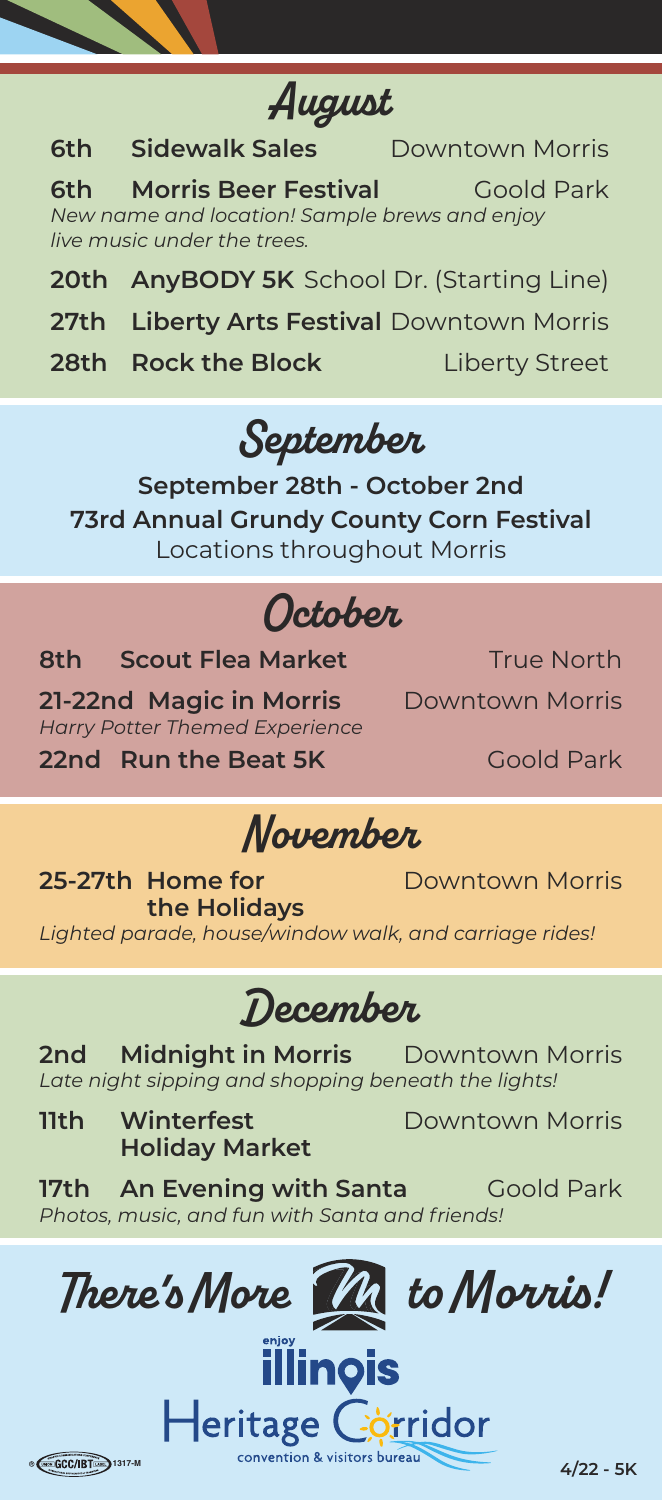# August

**6th** **Sidewalk Sales** Downtown Morris

**6th** **Morris Beer Festival** Goold Park
*New name and location! Sample brews and enjoy live music under the trees.*

**20th** **AnyBODY 5K** School Dr. (Starting Line)

**27th** **Liberty Arts Festival** Downtown Morris

**28th** **Rock the Block** Liberty Street

# September

**September 28th - October 2nd**
**73rd Annual Grundy County Corn Festival**
Locations throughout Morris

# October

**8th** **Scout Flea Market** True North

**21-22nd** **Magic in Morris** Downtown Morris
*Harry Potter Themed Experience*

**22nd** **Run the Beat 5K** Goold Park

# November

**25-27th** **Home for the Holidays** Downtown Morris
*Lighted parade, house/window walk, and carriage rides!*

# December

**2nd** **Midnight in Morris** Downtown Morris
*Late night sipping and shopping beneath the lights!*

**11th** **Winterfest Holiday Market** Downtown Morris

**17th** **An Evening with Santa** Goold Park
*Photos, music, and fun with Santa and friends!*

## There's More M to Morris!

enjoy illinois

Heritage Corridor
convention & visitors bureau

GCC/IBT 1317-M

4/22 - 5K